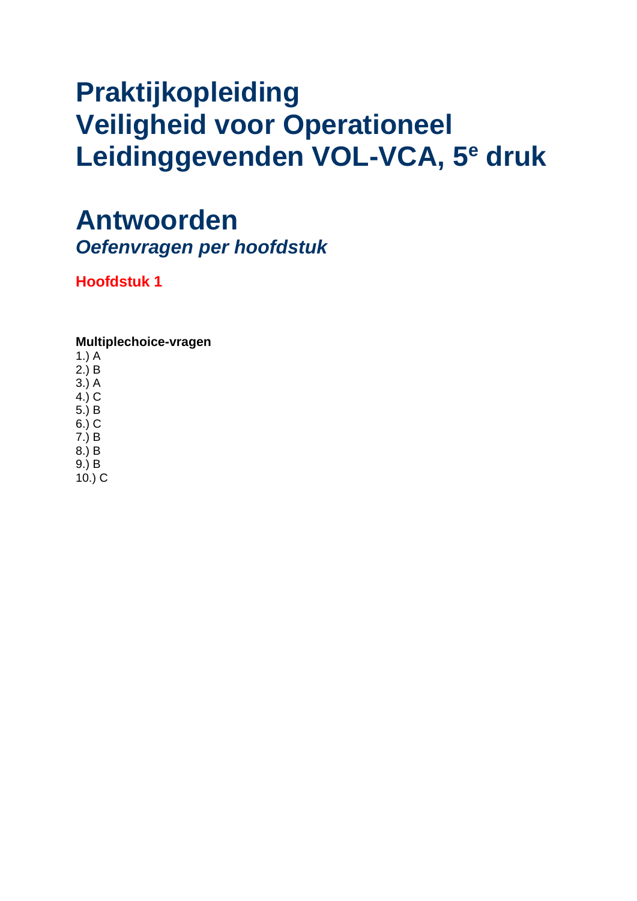# Praktijkopleiding Veiligheid voor Operationeel Leidinggevenden VOL-VCA, 5e druk

# Antwoorden

***Oefenvragen per hoofdstuk***

## Hoofdstuk 1

**Multiplechoice-vragen**

1.) A
2.) B
3.) A
4.) C
5.) B
6.) C
7.) B
8.) B
9.) B
10.) C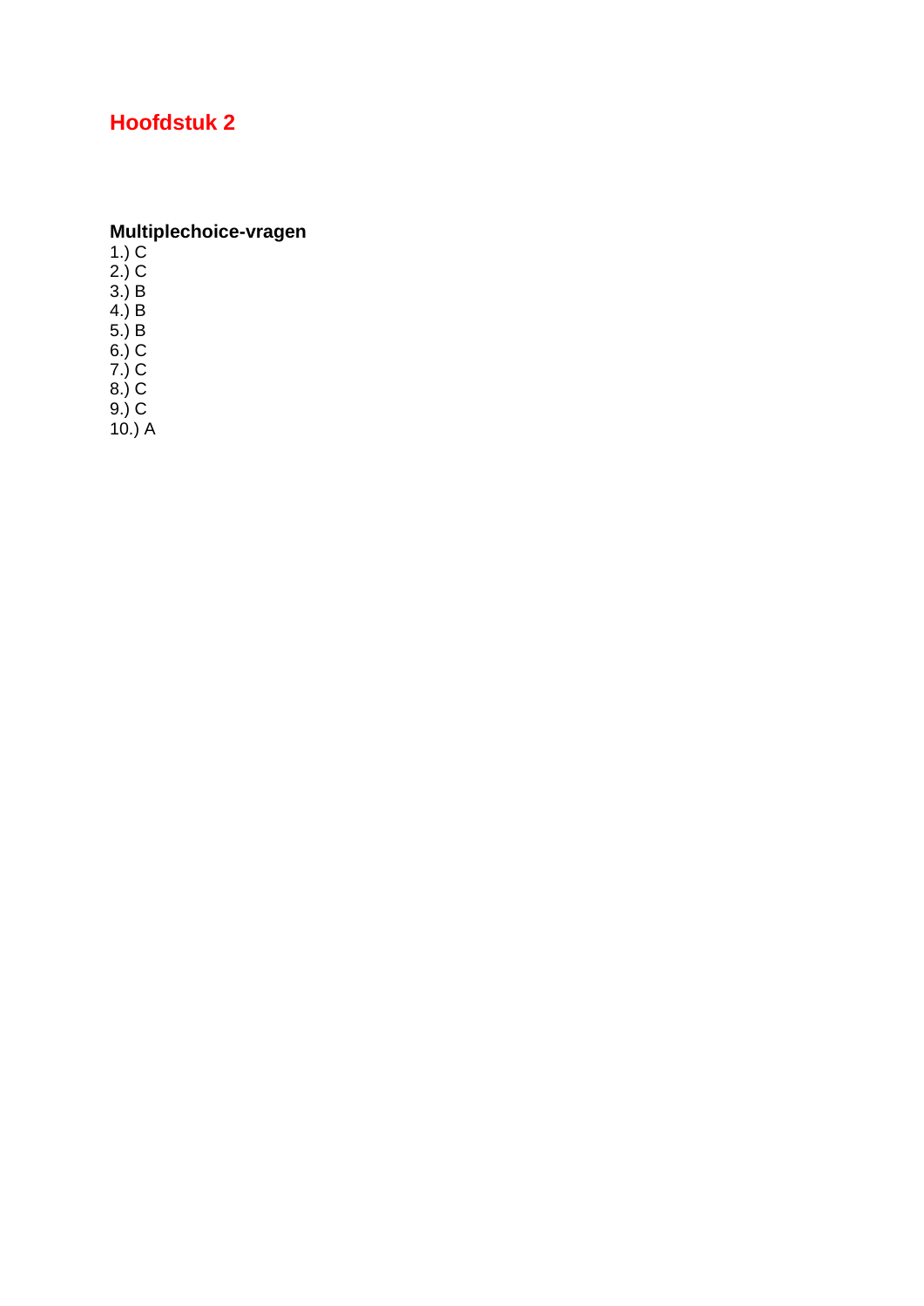# Hoofdstuk 2

**Multiplechoice-vragen**

1.) C
2.) C
3.) B
4.) B
5.) B
6.) C
7.) C
8.) C
9.) C
10.) A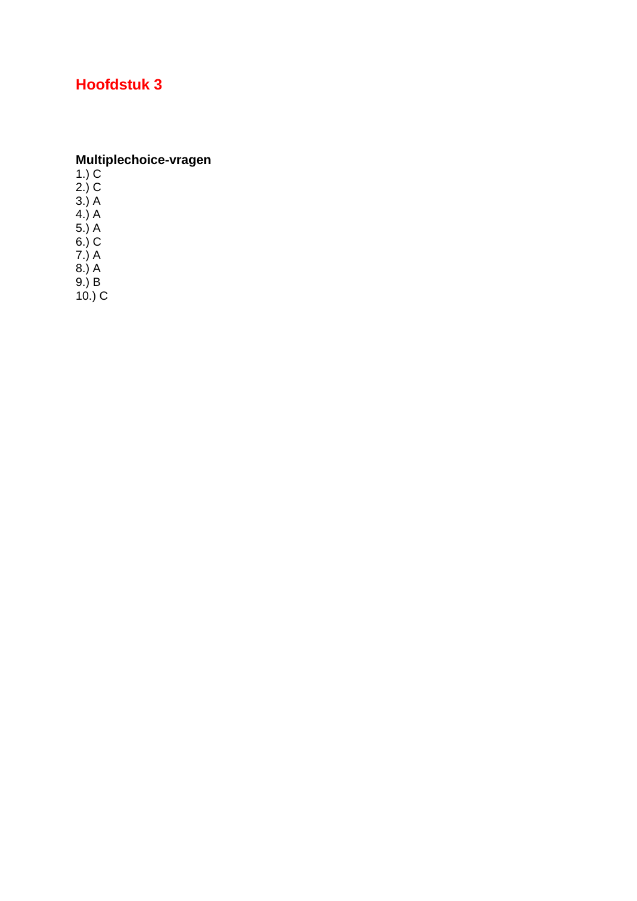# Hoofdstuk 3

**Multiplechoice-vragen**

1.) C
2.) C
3.) A
4.) A
5.) A
6.) C
7.) A
8.) A
9.) B
10.) C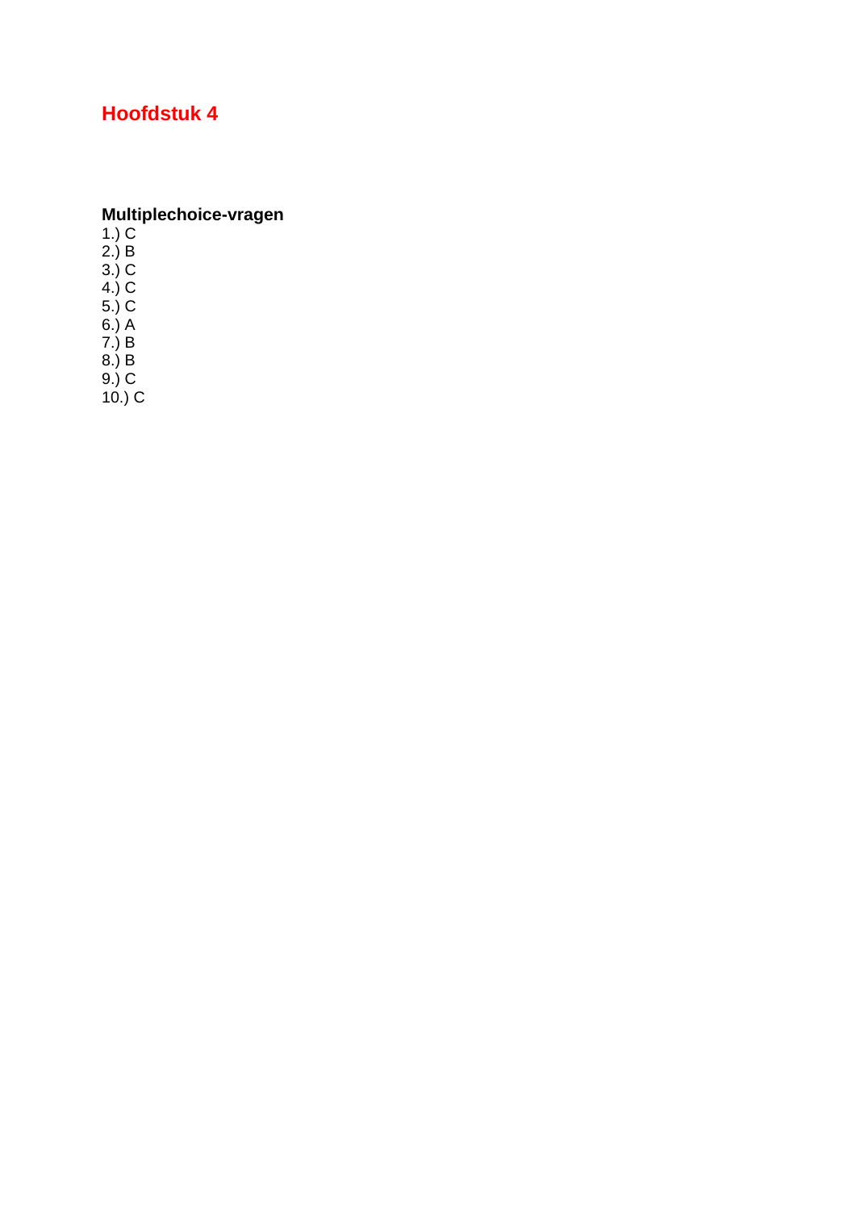# Hoofdstuk 4

**Multiplechoice-vragen**

1.) C
2.) B
3.) C
4.) C
5.) C
6.) A
7.) B
8.) B
9.) C
10.) C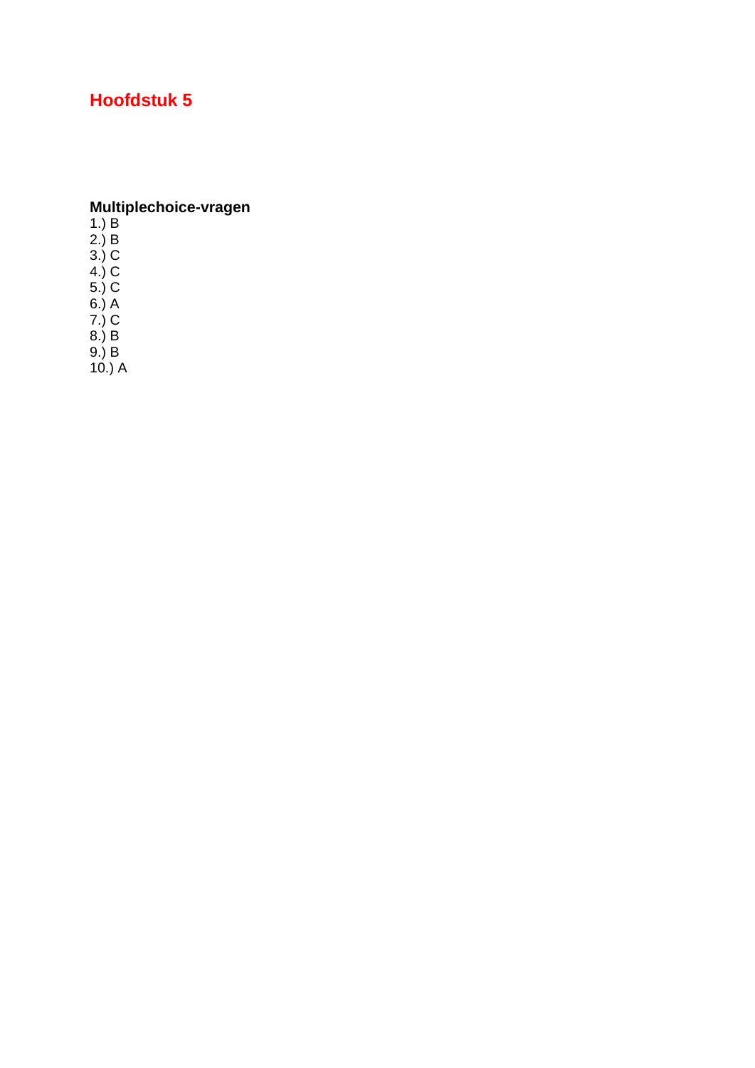# Hoofdstuk 5

**Multiplechoice-vragen**

1.) B
2.) B
3.) C
4.) C
5.) C
6.) A
7.) C
8.) B
9.) B
10.) A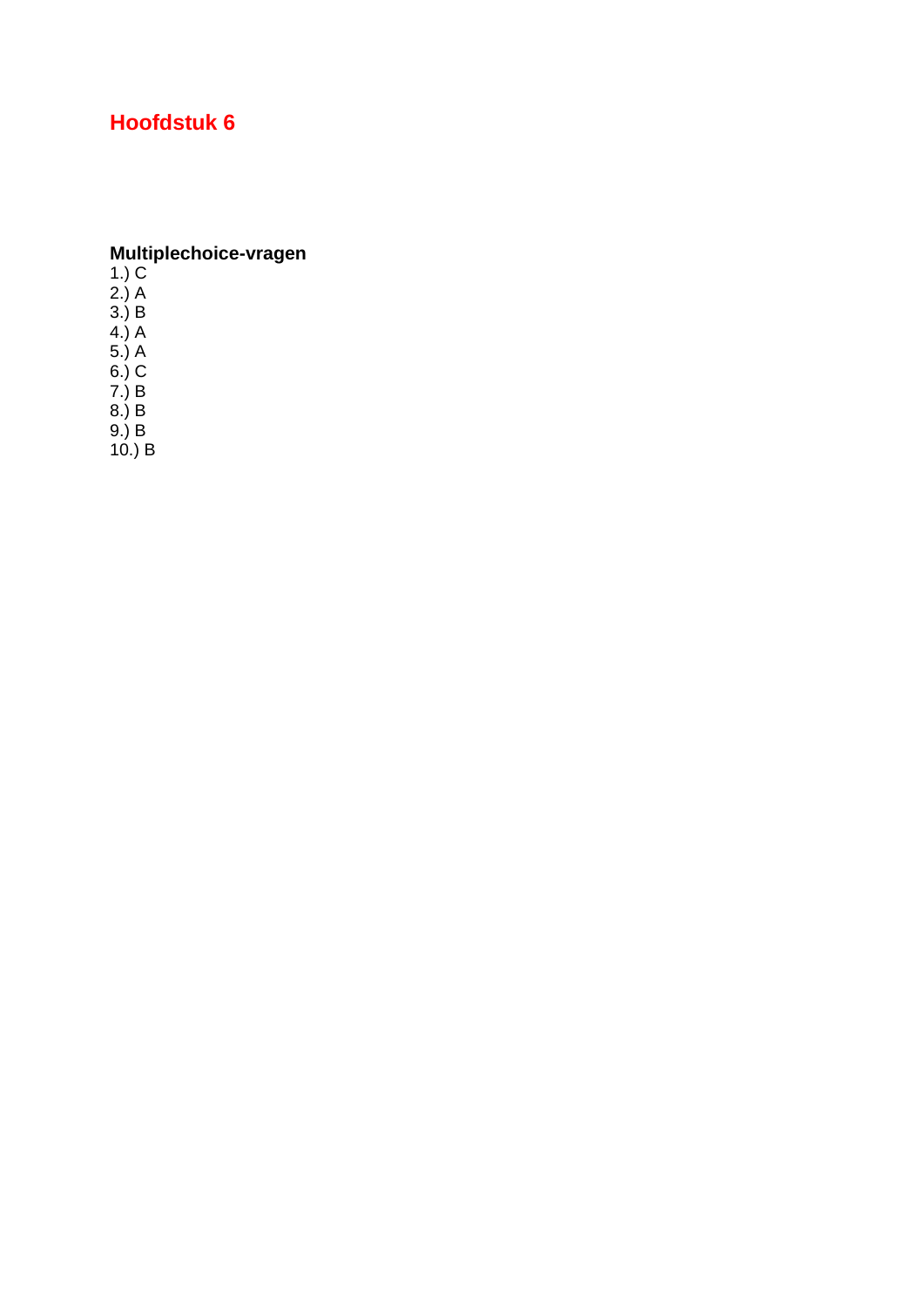# Hoofdstuk 6

**Multiplechoice-vragen**

1.) C
2.) A
3.) B
4.) A
5.) A
6.) C
7.) B
8.) B
9.) B
10.) B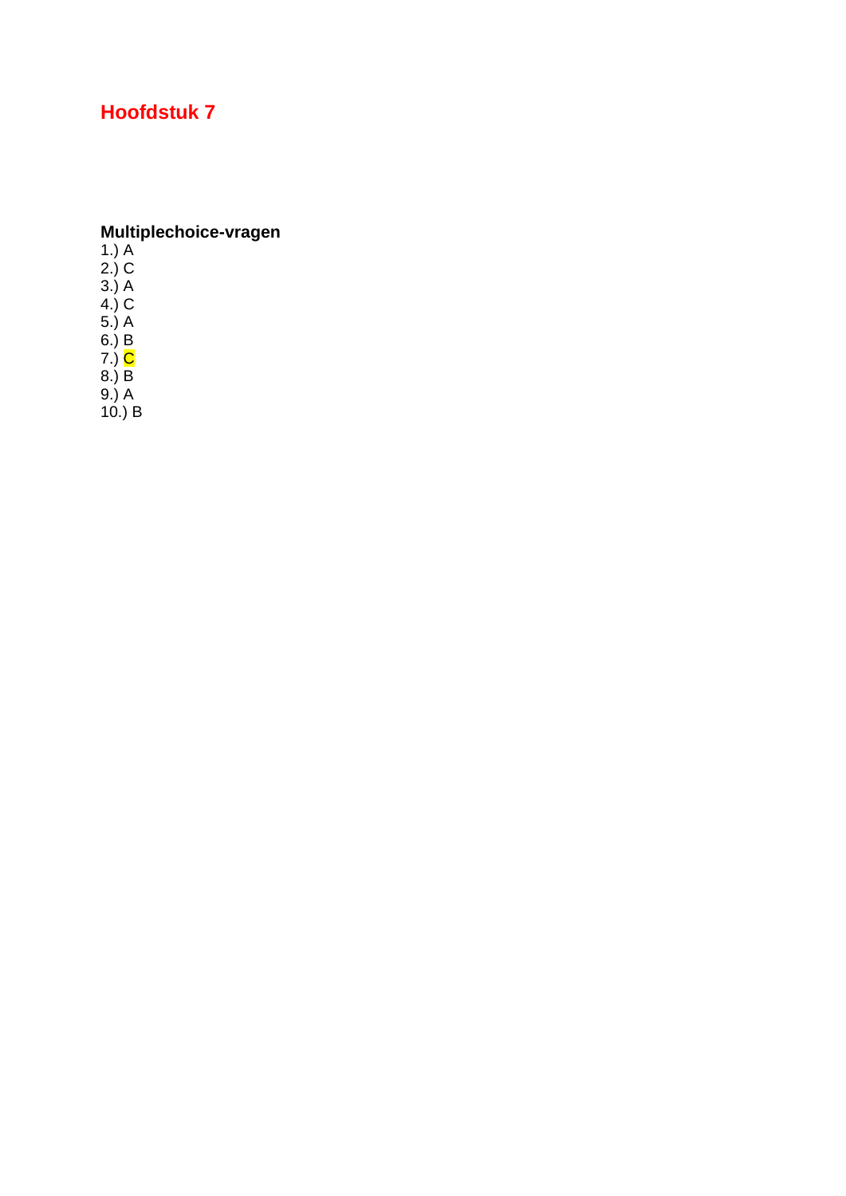# Hoofdstuk 7

**Multiplechoice-vragen**

1.) A
2.) C
3.) A
4.) C
5.) A
6.) B
7.) C
8.) B
9.) A
10.) B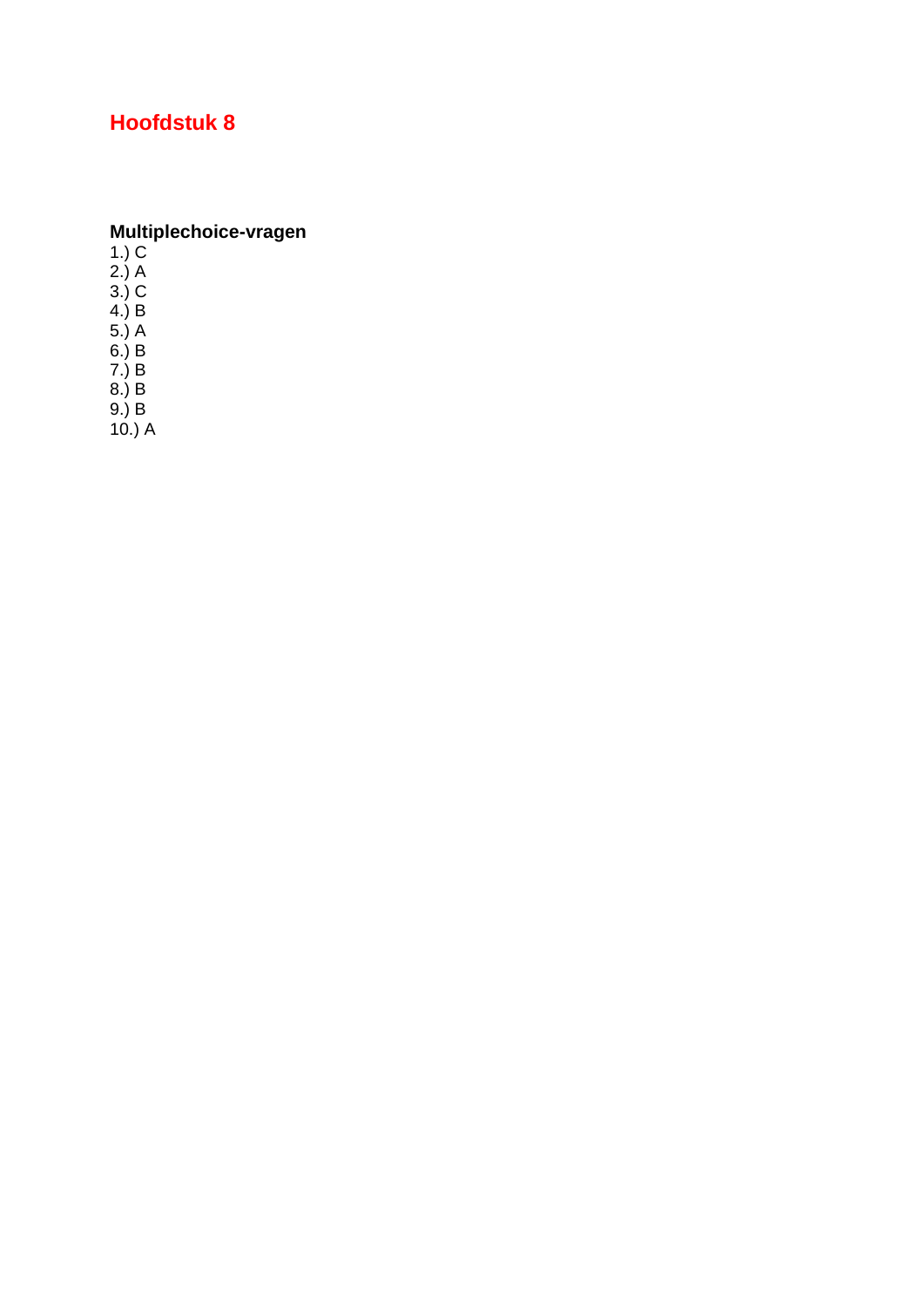# Hoofdstuk 8

**Multiplechoice-vragen**

1.) C
2.) A
3.) C
4.) B
5.) A
6.) B
7.) B
8.) B
9.) B
10.) A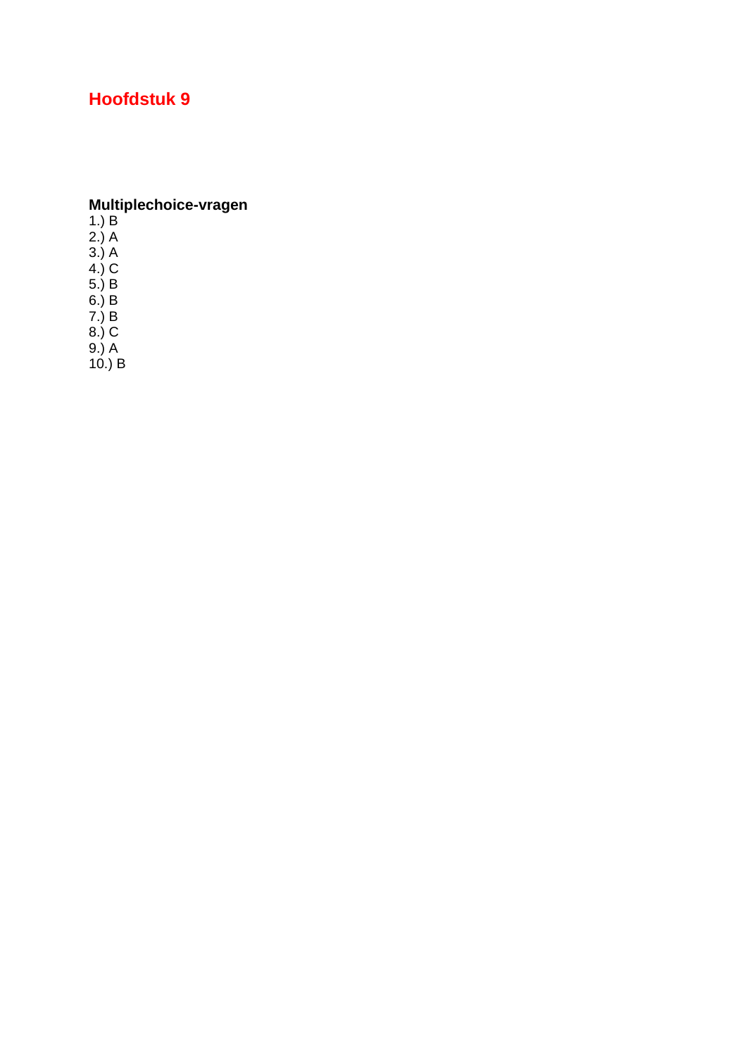# Hoofdstuk 9

**Multiplechoice-vragen**

1.) B
2.) A
3.) A
4.) C
5.) B
6.) B
7.) B
8.) C
9.) A
10.) B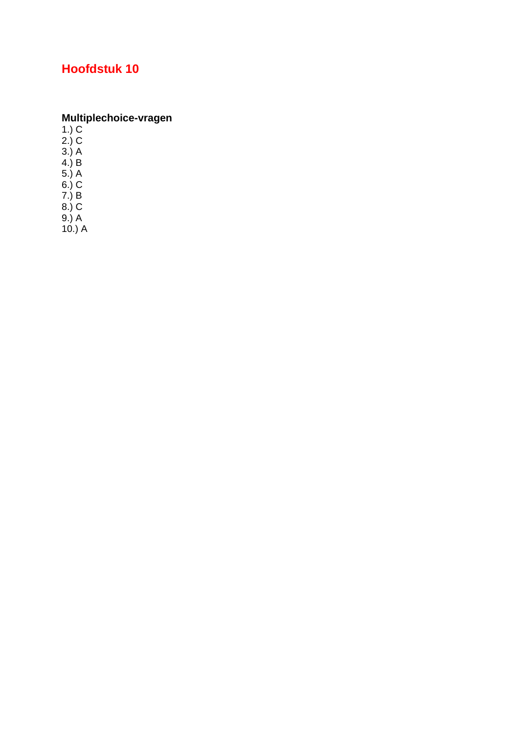# Hoofdstuk 10

**Multiplechoice-vragen**

1.) C
2.) C
3.) A
4.) B
5.) A
6.) C
7.) B
8.) C
9.) A
10.) A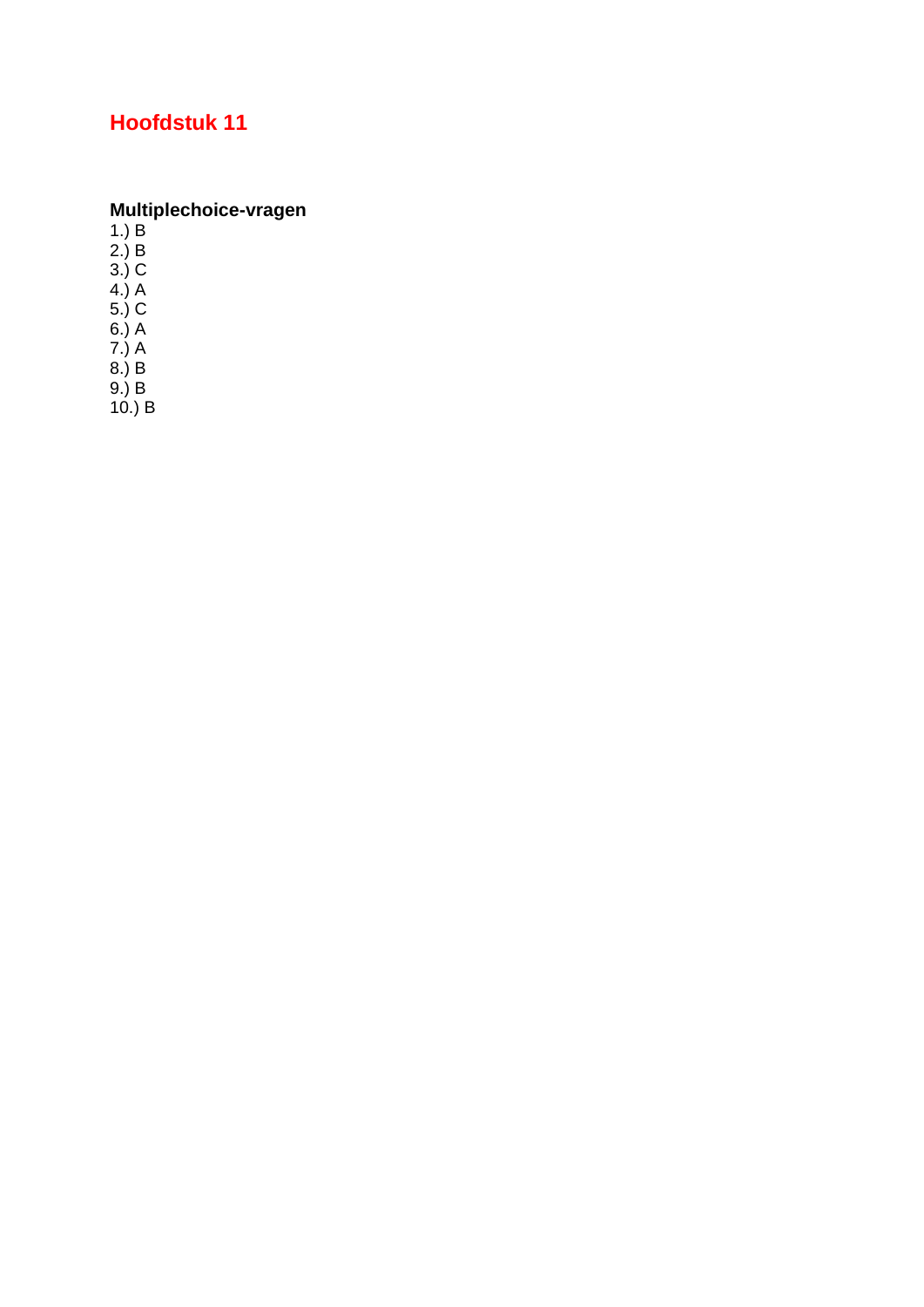# Hoofdstuk 11

**Multiplechoice-vragen**

1.) B
2.) B
3.) C
4.) A
5.) C
6.) A
7.) A
8.) B
9.) B
10.) B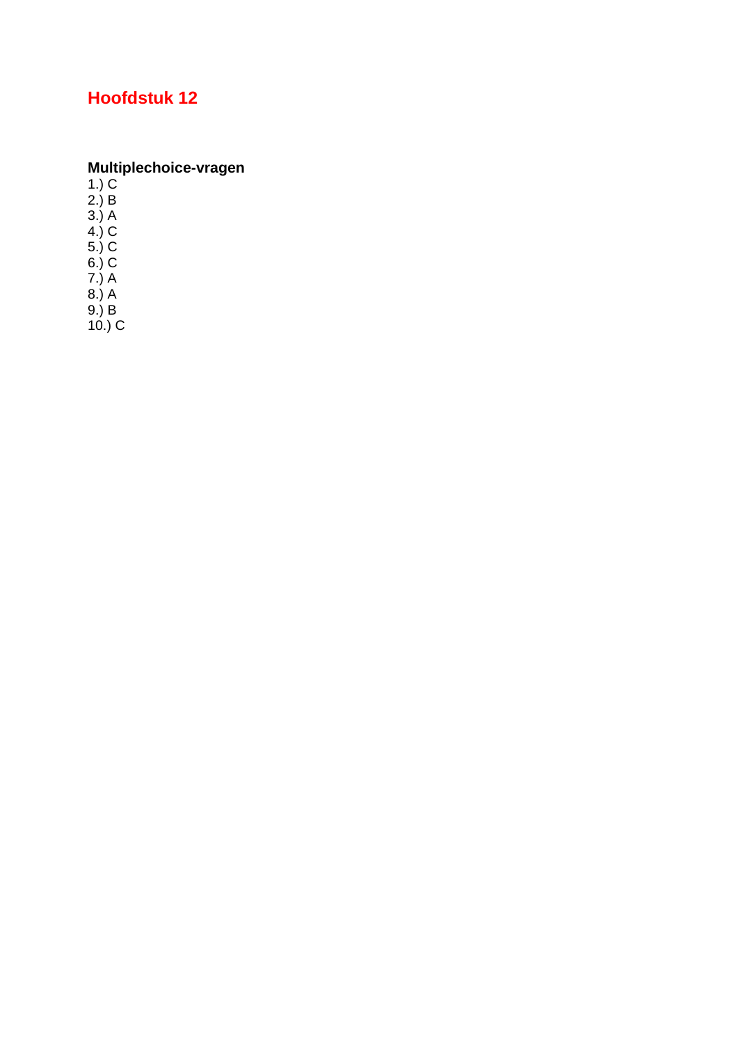# Hoofdstuk 12

**Multiplechoice-vragen**

1.) C
2.) B
3.) A
4.) C
5.) C
6.) C
7.) A
8.) A
9.) B
10.) C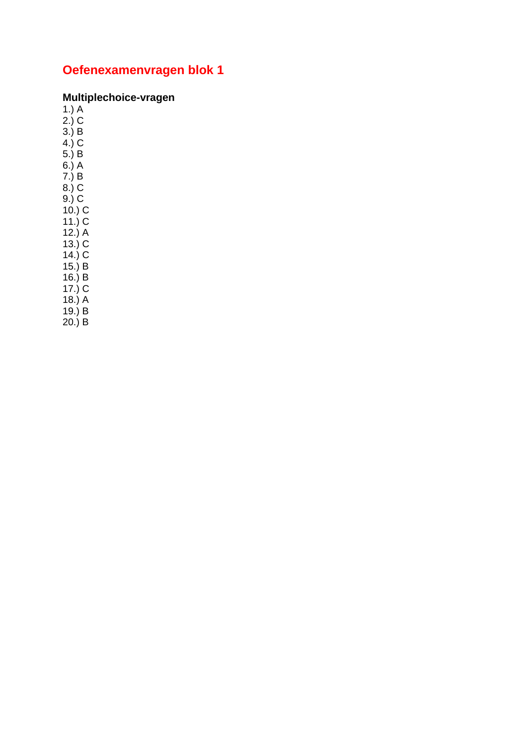# Oefenexamenvragen blok 1

**Multiplechoice-vragen**

1.) A
2.) C
3.) B
4.) C
5.) B
6.) A
7.) B
8.) C
9.) C
10.) C
11.) C
12.) A
13.) C
14.) C
15.) B
16.) B
17.) C
18.) A
19.) B
20.) B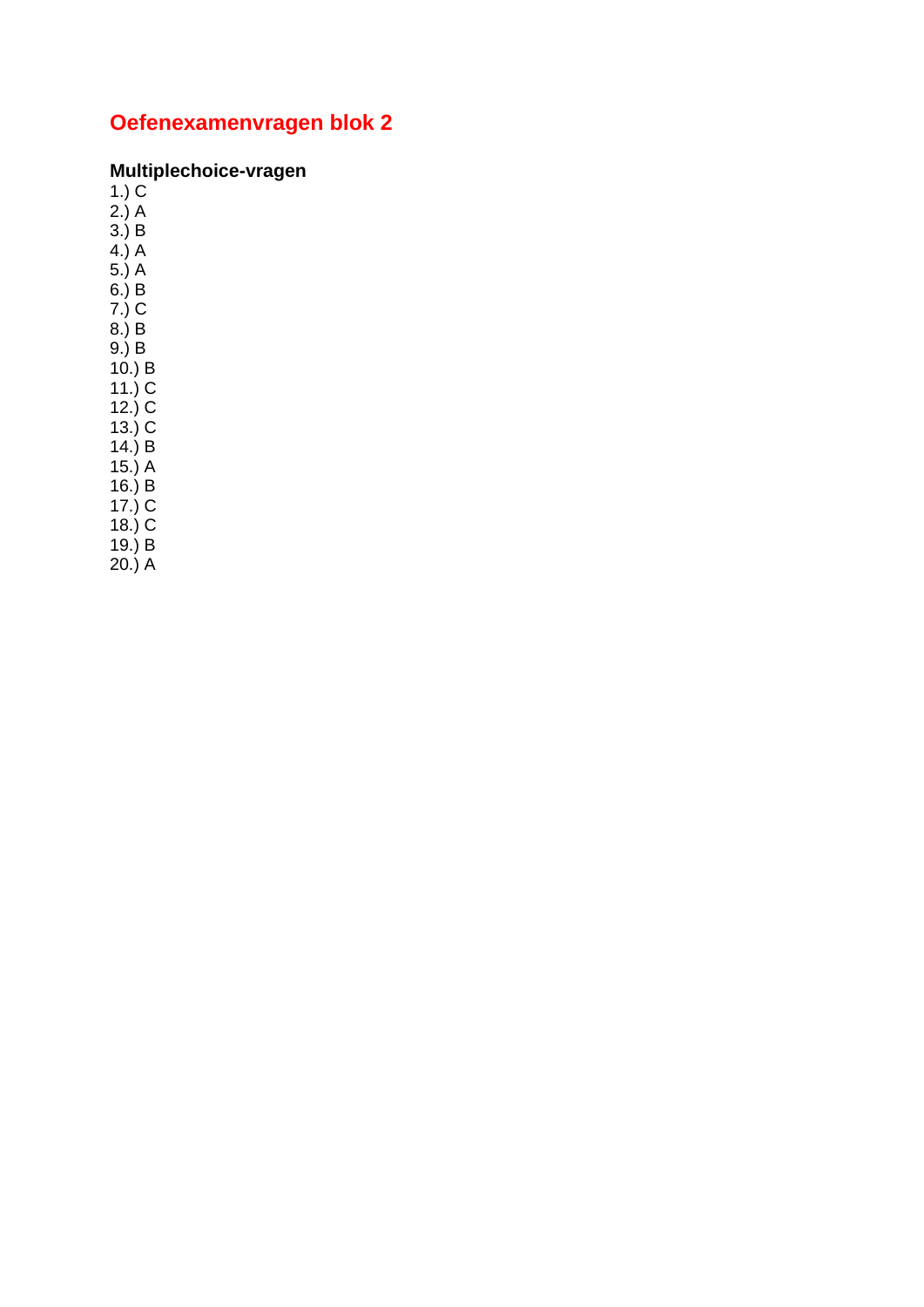# Oefenexamenvragen blok 2

**Multiplechoice-vragen**

1.) C
2.) A
3.) B
4.) A
5.) A
6.) B
7.) C
8.) B
9.) B
10.) B
11.) C
12.) C
13.) C
14.) B
15.) A
16.) B
17.) C
18.) C
19.) B
20.) A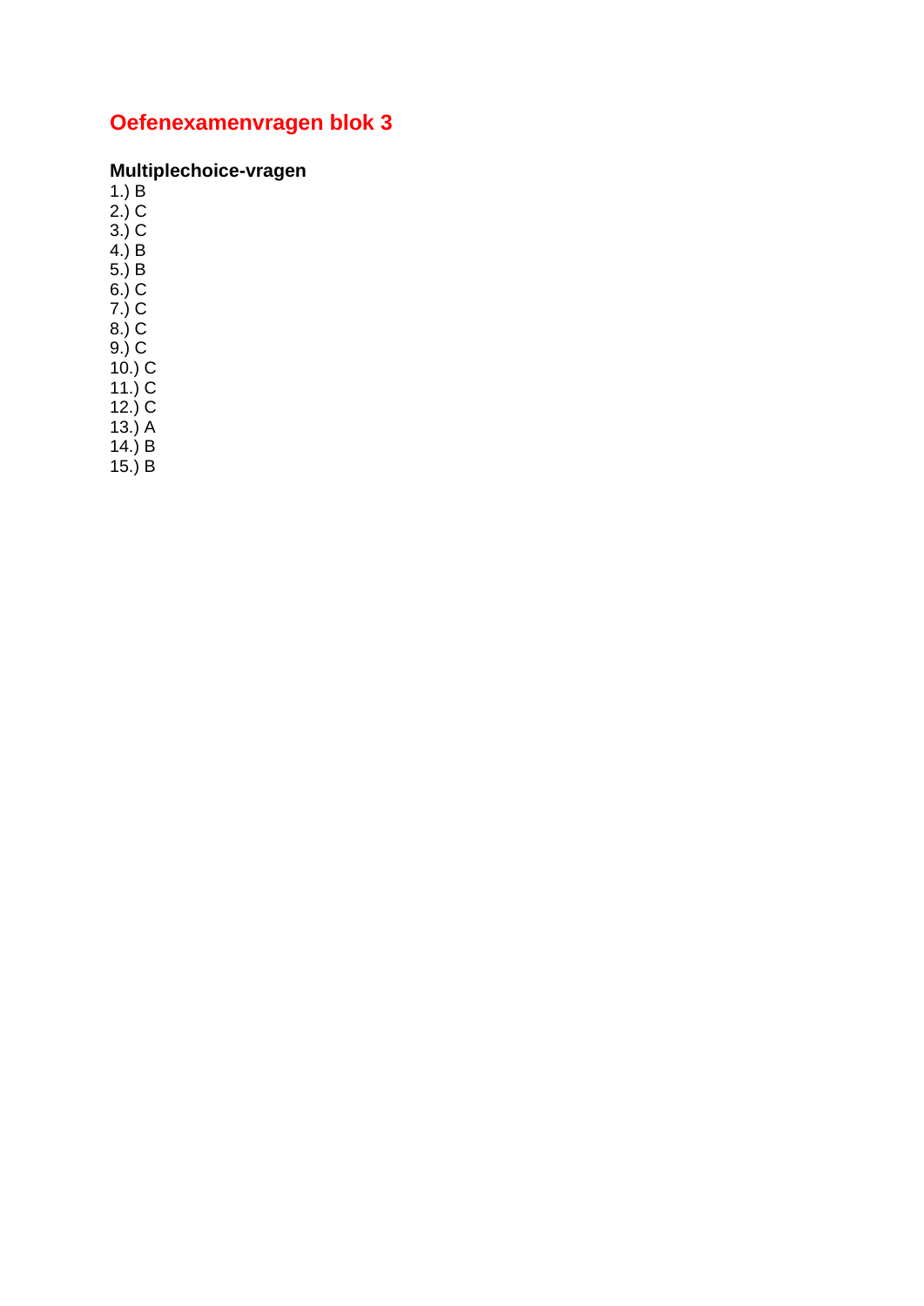# Oefenexamenvragen blok 3

**Multiplechoice-vragen**

1.) B
2.) C
3.) C
4.) B
5.) B
6.) C
7.) C
8.) C
9.) C
10.) C
11.) C
12.) C
13.) A
14.) B
15.) B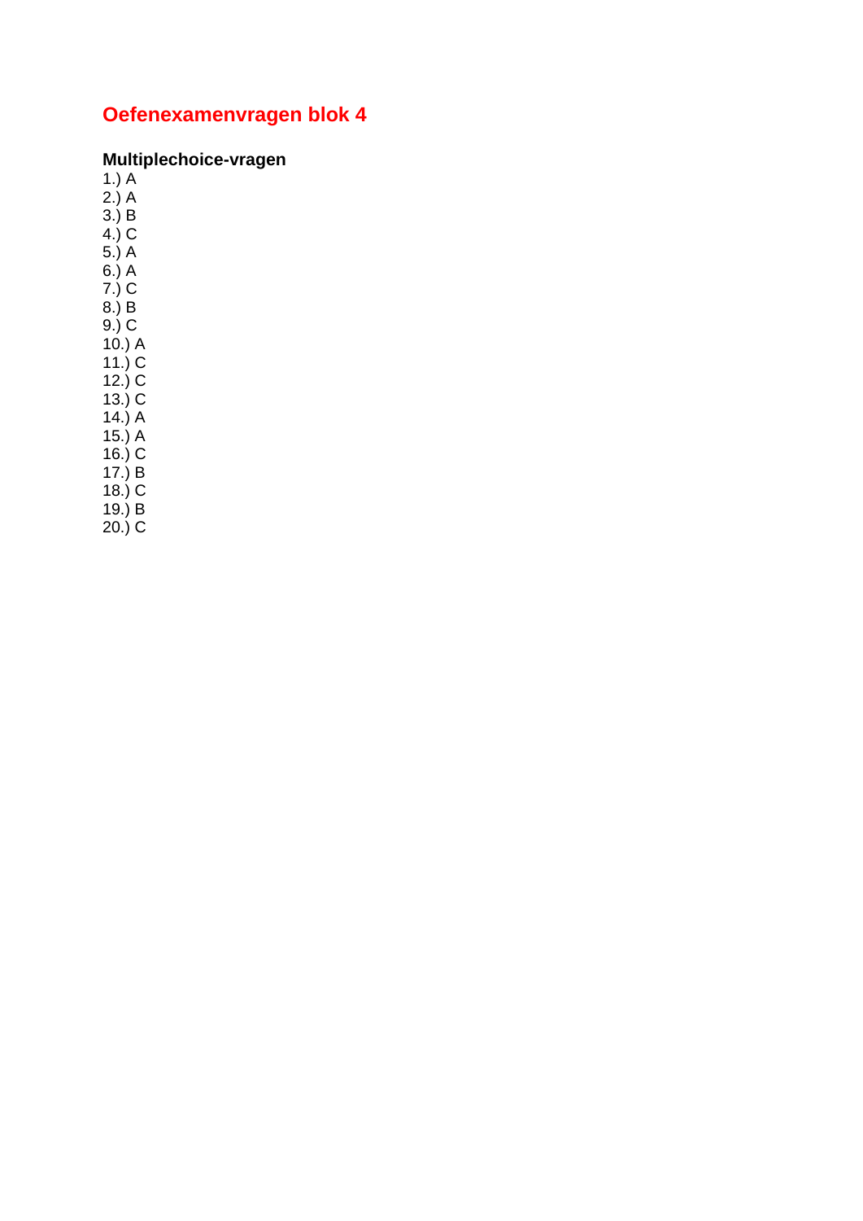# Oefenexamenvragen blok 4

### Multiplechoice-vragen

1.) A
2.) A
3.) B
4.) C
5.) A
6.) A
7.) C
8.) B
9.) C
10.) A
11.) C
12.) C
13.) C
14.) A
15.) A
16.) C
17.) B
18.) C
19.) B
20.) C